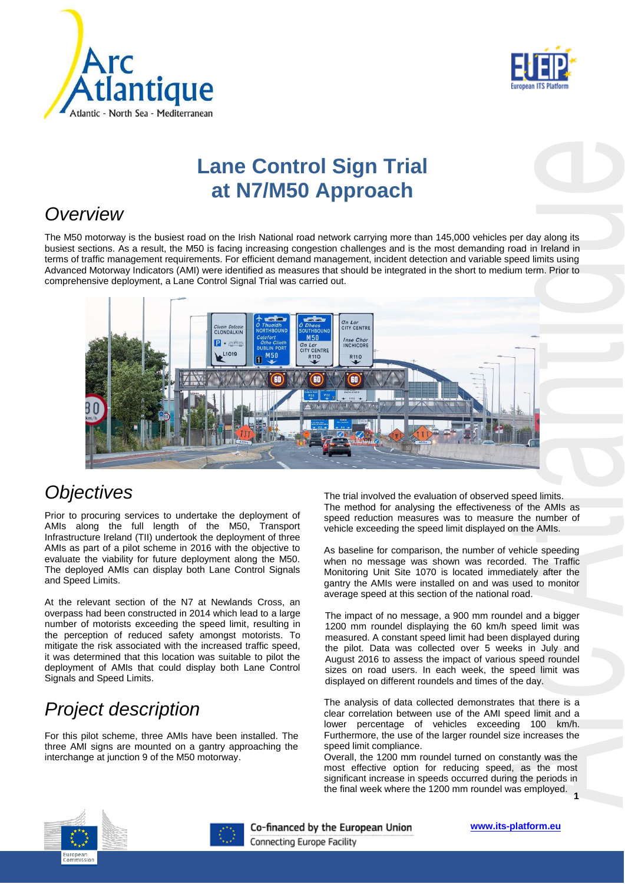# Lane Control Sign Trial at N7/M50 Approach

## Overview

The M50 motorway is the busiest road on the Irish National road network carrying more than 145,000 vehicles per day along its busiest sections. As a result, the M50 is facing increasing congestion challenges and is the most demanding road in Ireland in terms of traffic management requirements. For efficient demand management, incident detection and variable speed limits using Advanced Motorway Indicators (AMI) were identified as measures that should be integrated in the short to medium term. Prior to comprehensive deployment, a Lane Control Signal Trial was carried out.

## Objectives

Prior to procuring services to undertake the deployment of AMIs along the full length of the M50, Transport Infrastructure Ireland (TII) undertook the deployment of three AMIs as part of a pilot scheme in 2016 with the objective to evaluate the viability for future deployment along the M50. The deployed AMIs can display both Lane Control Signals and Speed Limits.

At the relevant section of the N7 at Newlands Cross, an overpass had been constructed in 2014 which lead to a large number of motorists exceeding the speed limit, resulting in the perception of reduced safety amongst motorists. To mitigate the risk associated with the increased traffic speed, it was determined that this location was suitable to pilot the deployment of AMIs that could display both Lane Control Signals and Speed Limits.

## Project description

For this pilot scheme, three AMIs have been installed. The three AMI signs are mounted on a gantry approaching the interchange at junction 9 of the M50 motorway.

The trial involved the evaluation of observed speed limits. The method for analysing the effectiveness of the AMIs as speed reduction measures was to measure the number of vehicle exceeding the speed limit displayed on the AMIs.

As baseline for comparison, the number of vehicle speeding when no message was shown was recorded. The Traffic Monitoring Unit Site 1070 is located immediately after the gantry the AMIs were installed on and was used to monitor average speed at this section of the national road.

The impact of no message, a 900 mm roundel and a bigger 1200 mm roundel displaying the 60 km/h speed limit was measured. A constant speed limit had been displayed during the pilot. Data was collected over 5 weeks in July and August 2016 to assess the impact of various speed roundel sizes on road users. In each week, the speed limit was displayed on different roundels and times of the day.

The analysis of data collected demonstrates that there is a clear correlation between use of the AMI speed limit and a lower percentage of vehicles exceeding 100 km/h. Furthermore, the use of the larger roundel size increases the speed limit compliance.

Overall, the 1200 mm roundel turned on constantly was the most effective option for reducing speed, as the most significant increase in speeds occurred during the periods in the final week where the 1200 mm roundel was employed.

Co-financed by the European Union
Connecting Europe Facility

www.its-platform.eu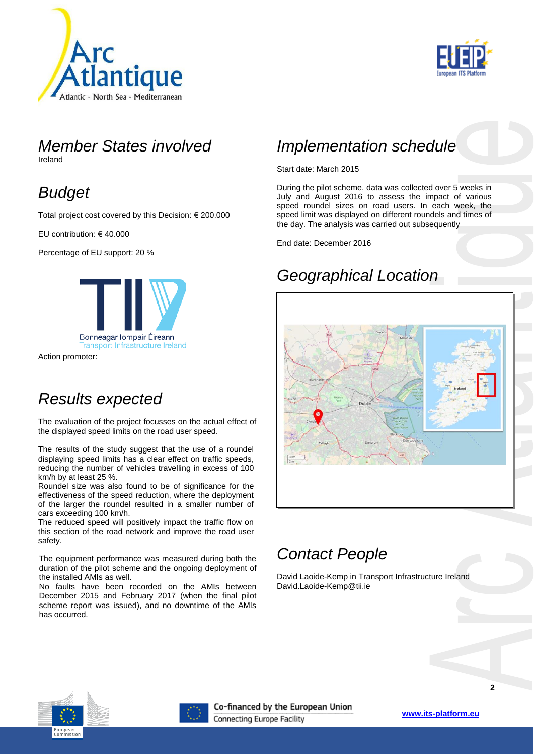## Member States involved

Ireland

## Budget

Total project cost covered by this Decision: € 200.000

EU contribution: € 40.000

Percentage of EU support: 20 %

Bonneagar Iompair Éireann
Transport Infrastructure Ireland

Action promoter:

## Results expected

The evaluation of the project focusses on the actual effect of the displayed speed limits on the road user speed.

The results of the study suggest that the use of a roundel displaying speed limits has a clear effect on traffic speeds, reducing the number of vehicles travelling in excess of 100 km/h by at least 25 %.
Roundel size was also found to be of significance for the effectiveness of the speed reduction, where the deployment of the larger the roundel resulted in a smaller number of cars exceeding 100 km/h.
The reduced speed will positively impact the traffic flow on this section of the road network and improve the road user safety.

The equipment performance was measured during both the duration of the pilot scheme and the ongoing deployment of the installed AMIs as well.
No faults have been recorded on the AMIs between December 2015 and February 2017 (when the final pilot scheme report was issued), and no downtime of the AMIs has occurred.

## Implementation schedule

Start date: March 2015

During the pilot scheme, data was collected over 5 weeks in July and August 2016 to assess the impact of various speed roundel sizes on road users. In each week, the speed limit was displayed on different roundels and times of the day. The analysis was carried out subsequently

End date: December 2016

## Geographical Location

## Contact People

David Laoide-Kemp in Transport Infrastructure Ireland
David.Laoide-Kemp@tii.ie

Co-financed by the European Union
Connecting Europe Facility

www.its-platform.eu